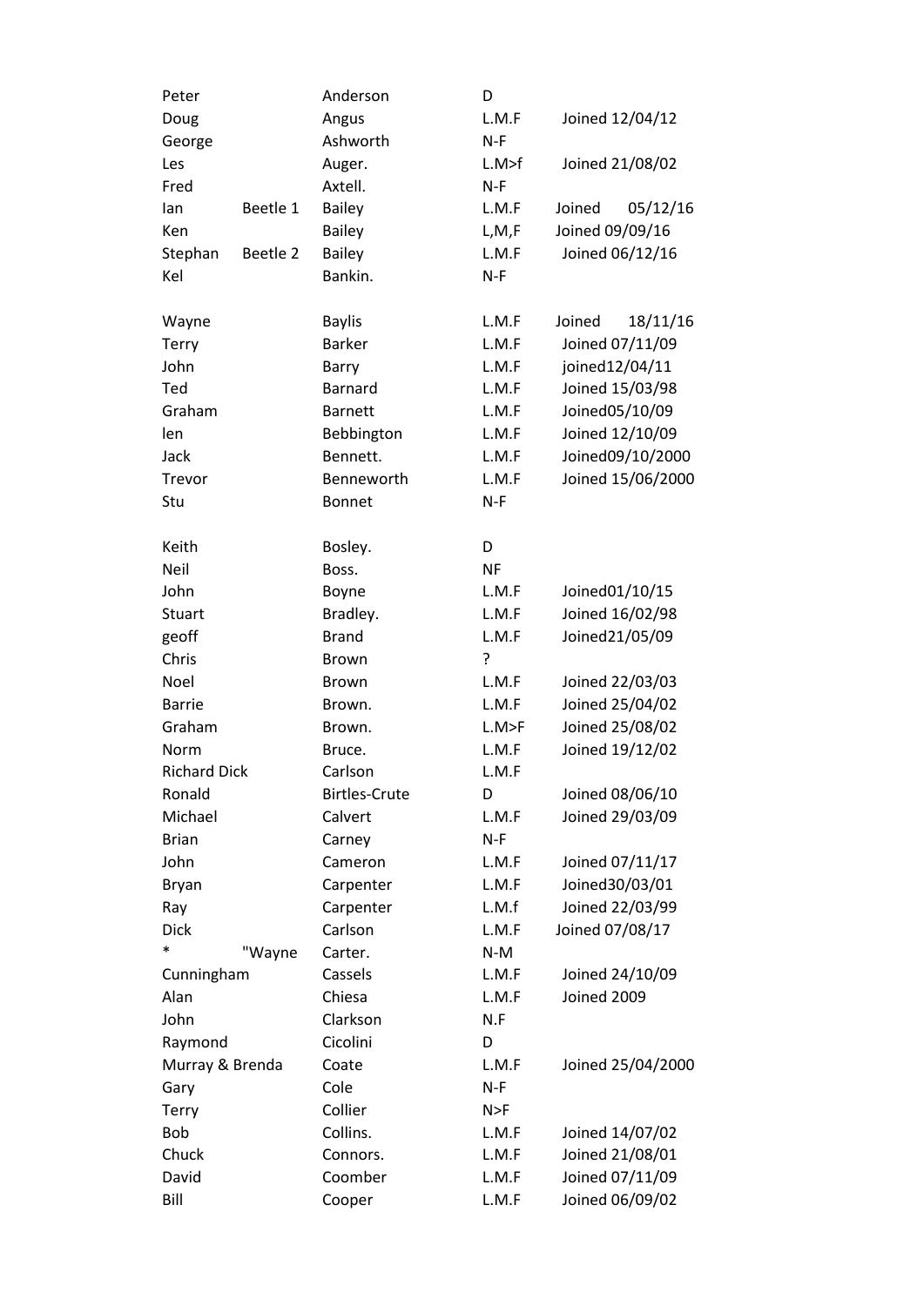| | | | | |
|---|---|---|---|---|
| Peter | | Anderson | D | |
| Doug | | Angus | L.M.F | Joined 12/04/12 |
| George | | Ashworth | N-F | |
| Les | | Auger. | L.M>f | Joined 21/08/02 |
| Fred | | Axtell. | N-F | |
| Ian | Beetle 1 | Bailey | L.M.F | Joined 05/12/16 |
| Ken | | Bailey | L,M,F | Joined 09/09/16 |
| Stephan | Beetle 2 | Bailey | L.M.F | Joined 06/12/16 |
| Kel | | Bankin. | N-F | |
| | | | | |
| Wayne | | Baylis | L.M.F | Joined 18/11/16 |
| Terry | | Barker | L.M.F | Joined 07/11/09 |
| John | | Barry | L.M.F | joined12/04/11 |
| Ted | | Barnard | L.M.F | Joined 15/03/98 |
| Graham | | Barnett | L.M.F | Joined05/10/09 |
| len | | Bebbington | L.M.F | Joined 12/10/09 |
| Jack | | Bennett. | L.M.F | Joined09/10/2000 |
| Trevor | | Benneworth | L.M.F | Joined 15/06/2000 |
| Stu | | Bonnet | N-F | |
| | | | | |
| Keith | | Bosley. | D | |
| Neil | | Boss. | NF | |
| John | | Boyne | L.M.F | Joined01/10/15 |
| Stuart | | Bradley. | L.M.F | Joined 16/02/98 |
| geoff | | Brand | L.M.F | Joined21/05/09 |
| Chris | | Brown | ? | |
| Noel | | Brown | L.M.F | Joined 22/03/03 |
| Barrie | | Brown. | L.M.F | Joined 25/04/02 |
| Graham | | Brown. | L.M>F | Joined 25/08/02 |
| Norm | | Bruce. | L.M.F | Joined 19/12/02 |
| Richard Dick | | Carlson | L.M.F | |
| Ronald | | Birtles-Crute | D | Joined 08/06/10 |
| Michael | | Calvert | L.M.F | Joined 29/03/09 |
| Brian | | Carney | N-F | |
| John | | Cameron | L.M.F | Joined 07/11/17 |
| Bryan | | Carpenter | L.M.F | Joined30/03/01 |
| Ray | | Carpenter | L.M.f | Joined 22/03/99 |
| Dick | | Carlson | L.M.F | Joined 07/08/17 |
| * | "Wayne | Carter. | N-M | |
| Cunningham | | Cassels | L.M.F | Joined 24/10/09 |
| Alan | | Chiesa | L.M.F | Joined 2009 |
| John | | Clarkson | N.F | |
| Raymond | | Cicolini | D | |
| Murray & Brenda | | Coate | L.M.F | Joined 25/04/2000 |
| Gary | | Cole | N-F | |
| Terry | | Collier | N>F | |
| Bob | | Collins. | L.M.F | Joined 14/07/02 |
| Chuck | | Connors. | L.M.F | Joined 21/08/01 |
| David | | Coomber | L.M.F | Joined 07/11/09 |
| Bill | | Cooper | L.M.F | Joined 06/09/02 |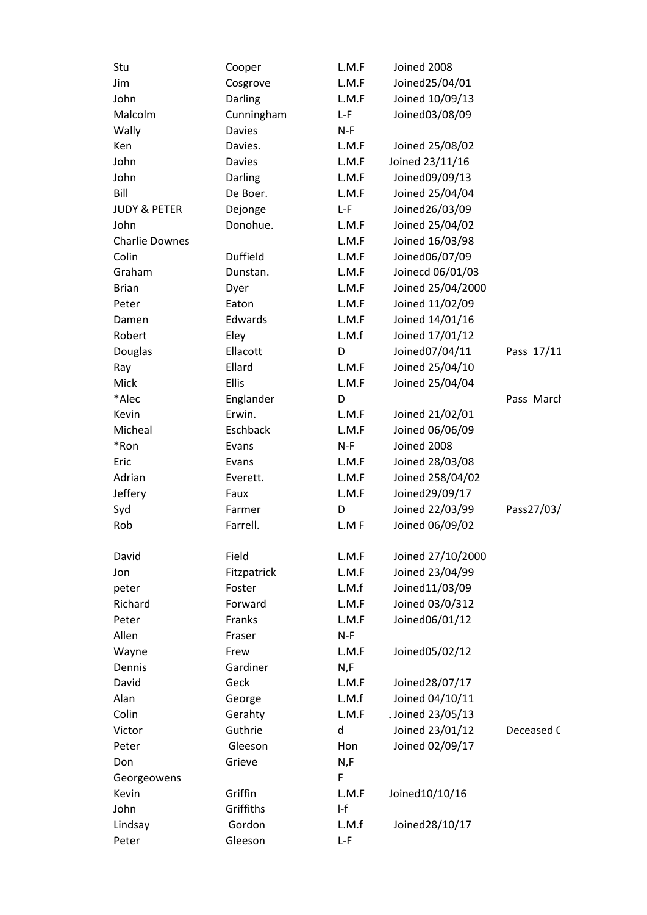| | | | | |
|---|---|---|---|---|
| Stu | Cooper | L.M.F | Joined 2008 | |
| Jim | Cosgrove | L.M.F | Joined25/04/01 | |
| John | Darling | L.M.F | Joined 10/09/13 | |
| Malcolm | Cunningham | L-F | Joined03/08/09 | |
| Wally | Davies | N-F | | |
| Ken | Davies. | L.M.F | Joined 25/08/02 | |
| John | Davies | L.M.F | Joined 23/11/16 | |
| John | Darling | L.M.F | Joined09/09/13 | |
| Bill | De Boer. | L.M.F | Joined 25/04/04 | |
| JUDY & PETER | Dejonge | L-F | Joined26/03/09 | |
| John | Donohue. | L.M.F | Joined 25/04/02 | |
| Charlie Downes | | L.M.F | Joined 16/03/98 | |
| Colin | Duffield | L.M.F | Joined06/07/09 | |
| Graham | Dunstan. | L.M.F | Joinecd 06/01/03 | |
| Brian | Dyer | L.M.F | Joined 25/04/2000 | |
| Peter | Eaton | L.M.F | Joined 11/02/09 | |
| Damen | Edwards | L.M.F | Joined 14/01/16 | |
| Robert | Eley | L.M.f | Joined 17/01/12 | |
| Douglas | Ellacott | D | Joined07/04/11 | Pass 17/11 |
| Ray | Ellard | L.M.F | Joined 25/04/10 | |
| Mick | Ellis | L.M.F | Joined 25/04/04 | |
| *Alec | Englander | D | | Pass March |
| Kevin | Erwin. | L.M.F | Joined 21/02/01 | |
| Micheal | Eschback | L.M.F | Joined 06/06/09 | |
| *Ron | Evans | N-F | Joined 2008 | |
| Eric | Evans | L.M.F | Joined 28/03/08 | |
| Adrian | Everett. | L.M.F | Joined 258/04/02 | |
| Jeffery | Faux | L.M.F | Joined29/09/17 | |
| Syd | Farmer | D | Joined 22/03/99 | Pass27/03/ |
| Rob | Farrell. | L.M F | Joined 06/09/02 | |
| David | Field | L.M.F | Joined 27/10/2000 | |
| Jon | Fitzpatrick | L.M.F | Joined 23/04/99 | |
| peter | Foster | L.M.f | Joined11/03/09 | |
| Richard | Forward | L.M.F | Joined 03/0/312 | |
| Peter | Franks | L.M.F | Joined06/01/12 | |
| Allen | Fraser | N-F | | |
| Wayne | Frew | L.M.F | Joined05/02/12 | |
| Dennis | Gardiner | N,F | | |
| David | Geck | L.M.F | Joined28/07/17 | |
| Alan | George | L.M.f | Joined 04/10/11 | |
| Colin | Gerahty | L.M.F | JJoined 23/05/13 | |
| Victor | Guthrie | d | Joined 23/01/12 | Deceased ( |
| Peter | Gleeson | Hon | Joined 02/09/17 | |
| Don | Grieve | N,F | | |
| Georgeowens | | F | | |
| Kevin | Griffin | L.M.F | Joined10/10/16 | |
| John | Griffiths | l-f | | |
| Lindsay | Gordon | L.M.f | Joined28/10/17 | |
| Peter | Gleeson | L-F | | |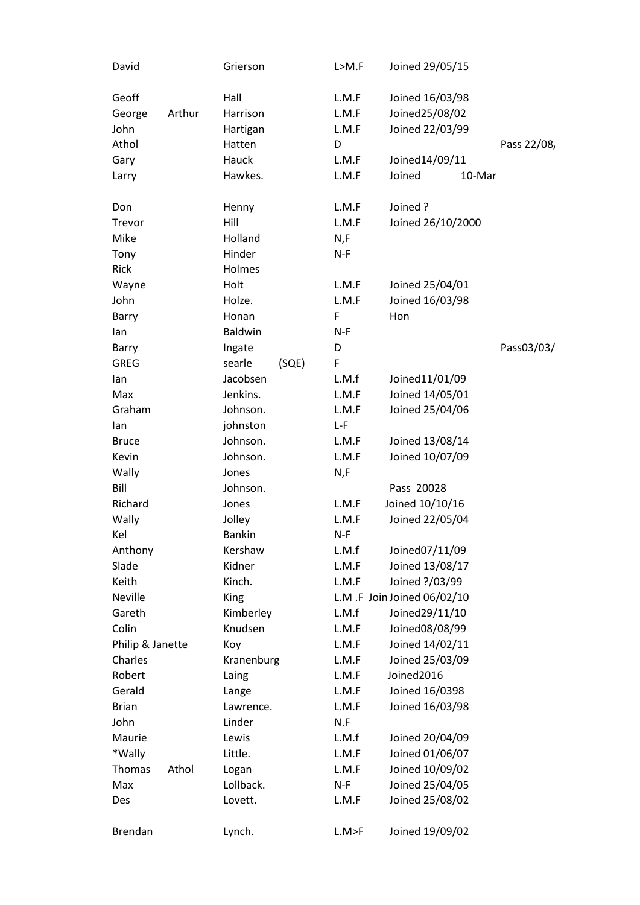| | | | | | | |
|---|---|---|---|---|---|---|
| David | | Grierson | L>M.F | Joined 29/05/15 | | |
| | | | | | | |
| Geoff | | Hall | L.M.F | Joined 16/03/98 | | |
| George | Arthur | Harrison | L.M.F | Joined25/08/02 | | |
| John | | Hartigan | L.M.F | Joined 22/03/99 | | |
| Athol | | Hatten | D | | | Pass 22/08/ |
| Gary | | Hauck | L.M.F | Joined14/09/11 | | |
| Larry | | Hawkes. | L.M.F | Joined | 10-Mar | |
| | | | | | | |
| Don | | Henny | L.M.F | Joined ? | | |
| Trevor | | Hill | L.M.F | Joined 26/10/2000 | | |
| Mike | | Holland | N,F | | | |
| Tony | | Hinder | N-F | | | |
| Rick | | Holmes | | | | |
| Wayne | | Holt | L.M.F | Joined 25/04/01 | | |
| John | | Holze. | L.M.F | Joined 16/03/98 | | |
| Barry | | Honan | F | Hon | | |
| Ian | | Baldwin | N-F | | | |
| Barry | | Ingate | D | | | Pass03/03/ |
| GREG | | searle (SQE) | F | | | |
| Ian | | Jacobsen | L.M.f | Joined11/01/09 | | |
| Max | | Jenkins. | L.M.F | Joined 14/05/01 | | |
| Graham | | Johnson. | L.M.F | Joined 25/04/06 | | |
| Ian | | johnston | L-F | | | |
| Bruce | | Johnson. | L.M.F | Joined 13/08/14 | | |
| Kevin | | Johnson. | L.M.F | Joined 10/07/09 | | |
| Wally | | Jones | N,F | | | |
| Bill | | Johnson. | | Pass 20028 | | |
| Richard | | Jones | L.M.F | Joined 10/10/16 | | |
| Wally | | Jolley | L.M.F | Joined 22/05/04 | | |
| Kel | | Bankin | N-F | | | |
| Anthony | | Kershaw | L.M.f | Joined07/11/09 | | |
| Slade | | Kidner | L.M.F | Joined 13/08/17 | | |
| Keith | | Kinch. | L.M.F | Joined ?/03/99 | | |
| Neville | | King | L.M .F Join | Joined 06/02/10 | | |
| Gareth | | Kimberley | L.M.f | Joined29/11/10 | | |
| Colin | | Knudsen | L.M.F | Joined08/08/99 | | |
| Philip & Janette | | Koy | L.M.F | Joined 14/02/11 | | |
| Charles | | Kranenburg | L.M.F | Joined 25/03/09 | | |
| Robert | | Laing | L.M.F | Joined2016 | | |
| Gerald | | Lange | L.M.F | Joined 16/0398 | | |
| Brian | | Lawrence. | L.M.F | Joined 16/03/98 | | |
| John | | Linder | N.F | | | |
| Maurie | | Lewis | L.M.f | Joined 20/04/09 | | |
| *Wally | | Little. | L.M.F | Joined 01/06/07 | | |
| Thomas | Athol | Logan | L.M.F | Joined 10/09/02 | | |
| Max | | Lollback. | N-F | Joined 25/04/05 | | |
| Des | | Lovett. | L.M.F | Joined 25/08/02 | | |
| | | | | | | |
| Brendan | | Lynch. | L.M>F | Joined 19/09/02 | | |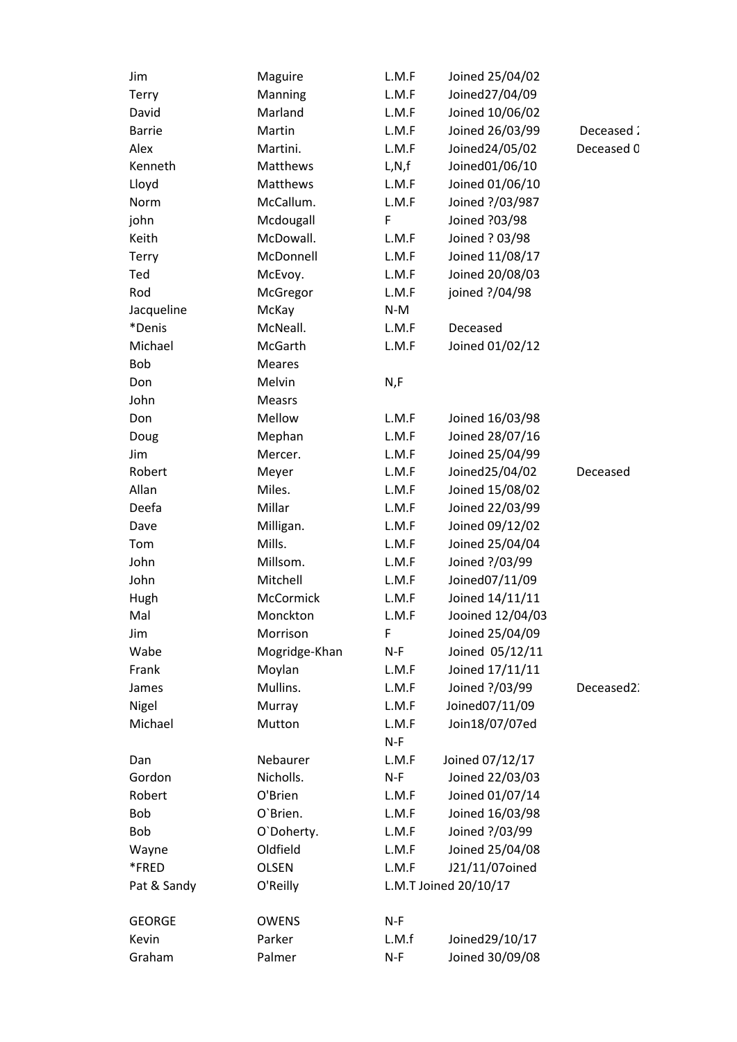| | | | | |
|---|---|---|---|---|
| Jim | Maguire | L.M.F | Joined 25/04/02 | |
| Terry | Manning | L.M.F | Joined27/04/09 | |
| David | Marland | L.M.F | Joined 10/06/02 | |
| Barrie | Martin | L.M.F | Joined 26/03/99 | Deceased : |
| Alex | Martini. | L.M.F | Joined24/05/02 | Deceased 0 |
| Kenneth | Matthews | L,N,f | Joined01/06/10 | |
| Lloyd | Matthews | L.M.F | Joined 01/06/10 | |
| Norm | McCallum. | L.M.F | Joined ?/03/987 | |
| john | Mcdougall | F | Joined ?03/98 | |
| Keith | McDowall. | L.M.F | Joined ? 03/98 | |
| Terry | McDonnell | L.M.F | Joined 11/08/17 | |
| Ted | McEvoy. | L.M.F | Joined 20/08/03 | |
| Rod | McGregor | L.M.F | joined ?/04/98 | |
| Jacqueline | McKay | N-M | | |
| *Denis | McNeall. | L.M.F | Deceased | |
| Michael | McGarth | L.M.F | Joined 01/02/12 | |
| Bob | Meares | | | |
| Don | Melvin | N,F | | |
| John | Measrs | | | |
| Don | Mellow | L.M.F | Joined 16/03/98 | |
| Doug | Mephan | L.M.F | Joined 28/07/16 | |
| Jim | Mercer. | L.M.F | Joined 25/04/99 | |
| Robert | Meyer | L.M.F | Joined25/04/02 | Deceased |
| Allan | Miles. | L.M.F | Joined 15/08/02 | |
| Deefa | Millar | L.M.F | Joined 22/03/99 | |
| Dave | Milligan. | L.M.F | Joined 09/12/02 | |
| Tom | Mills. | L.M.F | Joined 25/04/04 | |
| John | Millsom. | L.M.F | Joined ?/03/99 | |
| John | Mitchell | L.M.F | Joined07/11/09 | |
| Hugh | McCormick | L.M.F | Joined 14/11/11 | |
| Mal | Monckton | L.M.F | Jooined 12/04/03 | |
| Jim | Morrison | F | Joined 25/04/09 | |
| Wabe | Mogridge-Khan | N-F | Joined 05/12/11 | |
| Frank | Moylan | L.M.F | Joined 17/11/11 | |
| James | Mullins. | L.M.F | Joined ?/03/99 | Deceased2: |
| Nigel | Murray | L.M.F | Joined07/11/09 | |
| Michael | Mutton | L.M.F | Join18/07/07ed | |
| | | N-F | | |
| Dan | Nebaurer | L.M.F | Joined 07/12/17 | |
| Gordon | Nicholls. | N-F | Joined 22/03/03 | |
| Robert | O'Brien | L.M.F | Joined 01/07/14 | |
| Bob | O`Brien. | L.M.F | Joined 16/03/98 | |
| Bob | O`Doherty. | L.M.F | Joined ?/03/99 | |
| Wayne | Oldfield | L.M.F | Joined 25/04/08 | |
| *FRED | OLSEN | L.M.F | J21/11/07oined | |
| Pat & Sandy | O'Reilly | L.M.T Joined 20/10/17 | | |
| GEORGE | OWENS | N-F | | |
| Kevin | Parker | L.M.f | Joined29/10/17 | |
| Graham | Palmer | N-F | Joined 30/09/08 | |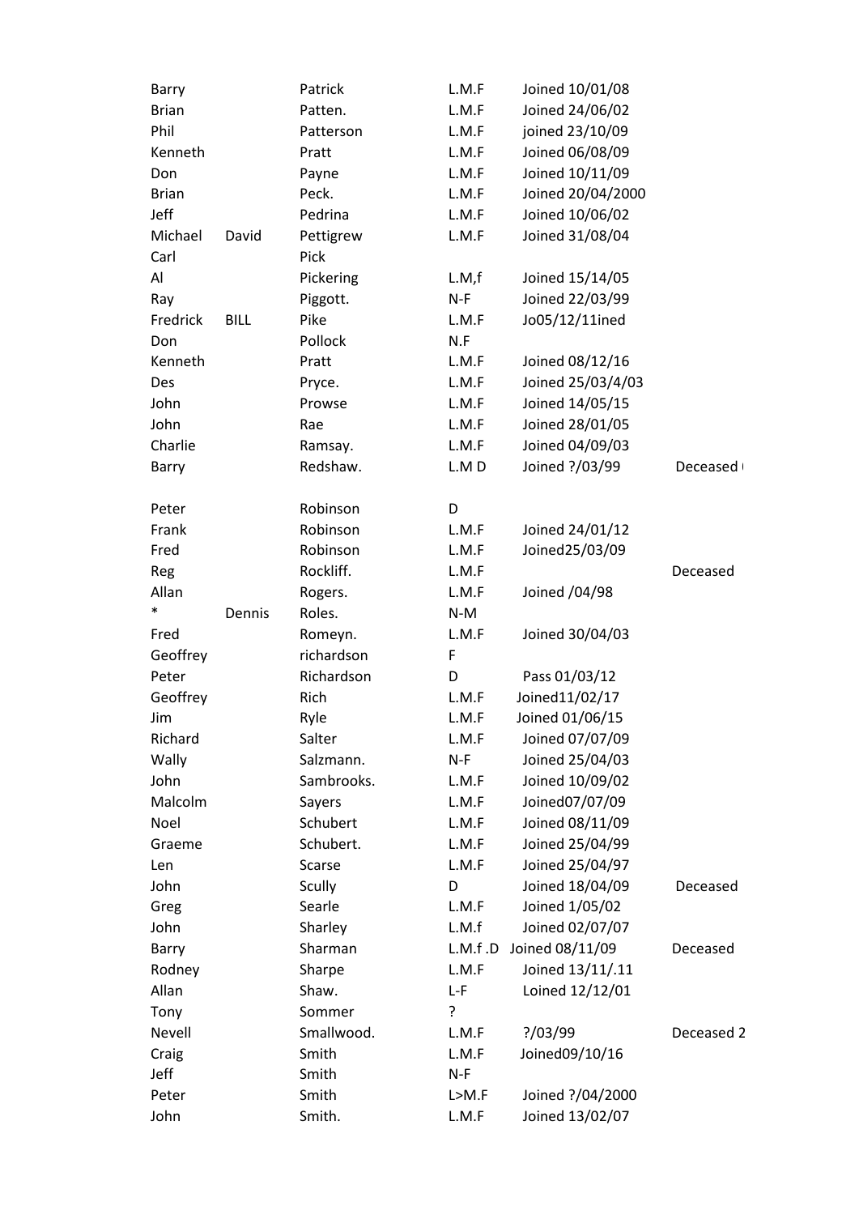| | | | | | |
|---|---|---|---|---|---|
| Barry | | Patrick | L.M.F | Joined 10/01/08 | |
| Brian | | Patten. | L.M.F | Joined 24/06/02 | |
| Phil | | Patterson | L.M.F | joined 23/10/09 | |
| Kenneth | | Pratt | L.M.F | Joined 06/08/09 | |
| Don | | Payne | L.M.F | Joined 10/11/09 | |
| Brian | | Peck. | L.M.F | Joined 20/04/2000 | |
| Jeff | | Pedrina | L.M.F | Joined 10/06/02 | |
| Michael | David | Pettigrew | L.M.F | Joined 31/08/04 | |
| Carl | | Pick | | | |
| Al | | Pickering | L.M,f | Joined 15/14/05 | |
| Ray | | Piggott. | N-F | Joined 22/03/99 | |
| Fredrick | BILL | Pike | L.M.F | Jo05/12/11ined | |
| Don | | Pollock | N.F | | |
| Kenneth | | Pratt | L.M.F | Joined 08/12/16 | |
| Des | | Pryce. | L.M.F | Joined 25/03/4/03 | |
| John | | Prowse | L.M.F | Joined 14/05/15 | |
| John | | Rae | L.M.F | Joined 28/01/05 | |
| Charlie | | Ramsay. | L.M.F | Joined 04/09/03 | |
| Barry | | Redshaw. | L.M D | Joined ?/03/99 | Deceased |
| Peter | | Robinson | D | | |
| Frank | | Robinson | L.M.F | Joined 24/01/12 | |
| Fred | | Robinson | L.M.F | Joined25/03/09 | |
| Reg | | Rockliff. | L.M.F | | Deceased |
| Allan | | Rogers. | L.M.F | Joined /04/98 | |
| * | Dennis | Roles. | N-M | | |
| Fred | | Romeyn. | L.M.F | Joined 30/04/03 | |
| Geoffrey | | richardson | F | | |
| Peter | | Richardson | D | Pass 01/03/12 | |
| Geoffrey | | Rich | L.M.F | Joined11/02/17 | |
| Jim | | Ryle | L.M.F | Joined 01/06/15 | |
| Richard | | Salter | L.M.F | Joined 07/07/09 | |
| Wally | | Salzmann. | N-F | Joined 25/04/03 | |
| John | | Sambrooks. | L.M.F | Joined 10/09/02 | |
| Malcolm | | Sayers | L.M.F | Joined07/07/09 | |
| Noel | | Schubert | L.M.F | Joined 08/11/09 | |
| Graeme | | Schubert. | L.M.F | Joined 25/04/99 | |
| Len | | Scarse | L.M.F | Joined 25/04/97 | |
| John | | Scully | D | Joined 18/04/09 | Deceased |
| Greg | | Searle | L.M.F | Joined 1/05/02 | |
| John | | Sharley | L.M.f | Joined 02/07/07 | |
| Barry | | Sharman | L.M.f .D | Joined 08/11/09 | Deceased |
| Rodney | | Sharpe | L.M.F | Joined 13/11/.11 | |
| Allan | | Shaw. | L-F | Loined 12/12/01 | |
| Tony | | Sommer | ? | | |
| Nevell | | Smallwood. | L.M.F | ?/03/99 | Deceased 2 |
| Craig | | Smith | L.M.F | Joined09/10/16 | |
| Jeff | | Smith | N-F | | |
| Peter | | Smith | L>M.F | Joined ?/04/2000 | |
| John | | Smith. | L.M.F | Joined 13/02/07 | |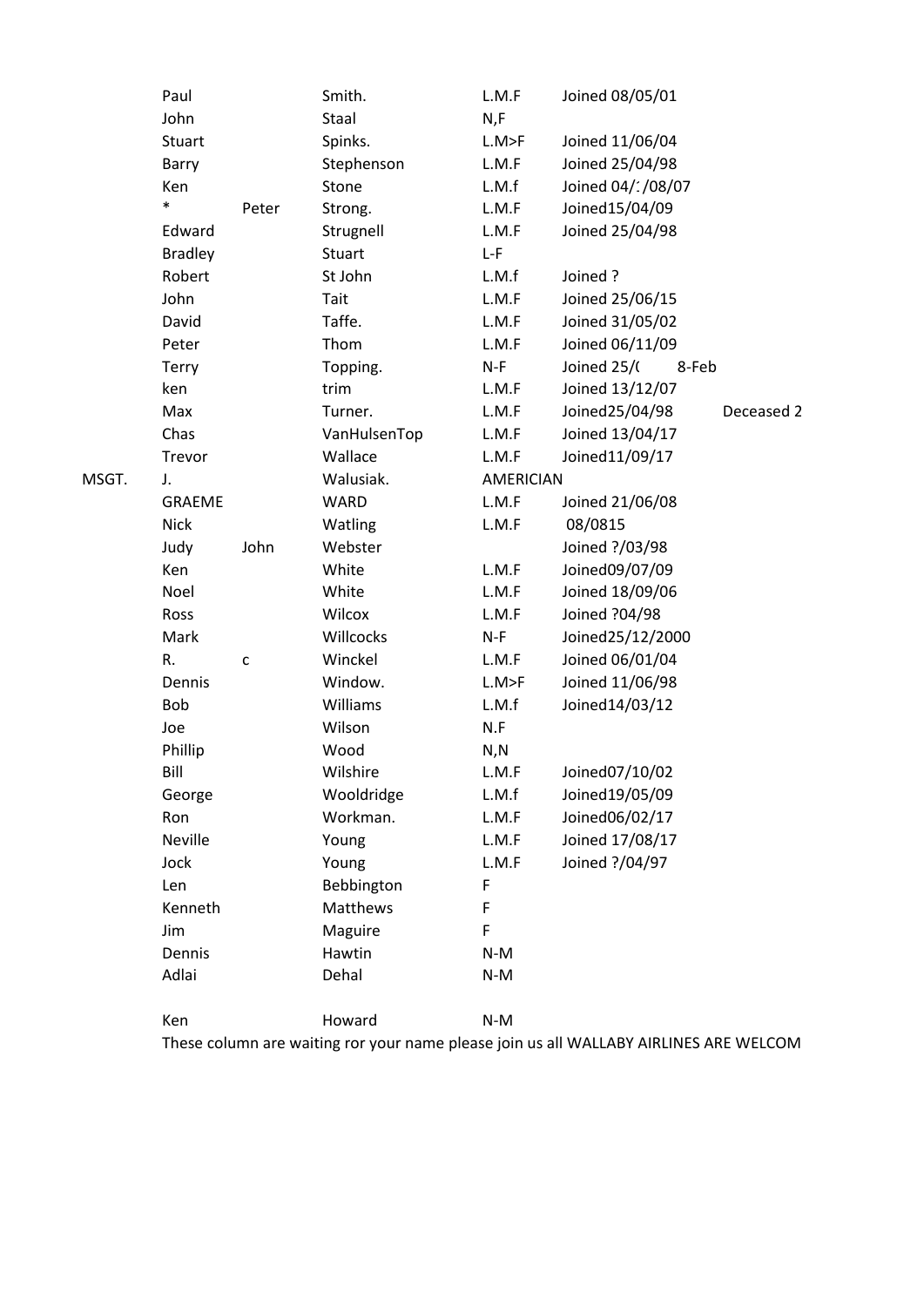| | | | | | | |
|---|---|---|---|---|---|---|
| | Paul | | Smith. | L.M.F | Joined 08/05/01 | |
| | John | | Staal | N,F | | |
| | Stuart | | Spinks. | L.M>F | Joined 11/06/04 | |
| | Barry | | Stephenson | L.M.F | Joined 25/04/98 | |
| | Ken | | Stone | L.M.f | Joined 04/:/08/07 | |
| | * | Peter | Strong. | L.M.F | Joined15/04/09 | |
| | Edward | | Strugnell | L.M.F | Joined 25/04/98 | |
| | Bradley | | Stuart | L-F | | |
| | Robert | | St John | L.M.f | Joined ? | |
| | John | | Tait | L.M.F | Joined 25/06/15 | |
| | David | | Taffe. | L.M.F | Joined 31/05/02 | |
| | Peter | | Thom | L.M.F | Joined 06/11/09 | |
| | Terry | | Topping. | N-F | Joined 25/( 8-Feb | |
| | ken | | trim | L.M.F | Joined 13/12/07 | |
| | Max | | Turner. | L.M.F | Joined25/04/98 | Deceased 2 |
| | Chas | | VanHulsenTop | L.M.F | Joined 13/04/17 | |
| | Trevor | | Wallace | L.M.F | Joined11/09/17 | |
| MSGT. | J. | | Walusiak. | AMERICIAN | | |
| | GRAEME | | WARD | L.M.F | Joined 21/06/08 | |
| | Nick | | Watling | L.M.F | 08/0815 | |
| | Judy | John | Webster | | Joined ?/03/98 | |
| | Ken | | White | L.M.F | Joined09/07/09 | |
| | Noel | | White | L.M.F | Joined 18/09/06 | |
| | Ross | | Wilcox | L.M.F | Joined ?04/98 | |
| | Mark | | Willcocks | N-F | Joined25/12/2000 | |
| | R. | c | Winckel | L.M.F | Joined 06/01/04 | |
| | Dennis | | Window. | L.M>F | Joined 11/06/98 | |
| | Bob | | Williams | L.M.f | Joined14/03/12 | |
| | Joe | | Wilson | N.F | | |
| | Phillip | | Wood | N,N | | |
| | Bill | | Wilshire | L.M.F | Joined07/10/02 | |
| | George | | Wooldridge | L.M.f | Joined19/05/09 | |
| | Ron | | Workman. | L.M.F | Joined06/02/17 | |
| | Neville | | Young | L.M.F | Joined 17/08/17 | |
| | Jock | | Young | L.M.F | Joined ?/04/97 | |
| | Len | | Bebbington | F | | |
| | Kenneth | | Matthews | F | | |
| | Jim | | Maguire | F | | |
| | Dennis | | Hawtin | N-M | | |
| | Adlai | | Dehal | N-M | | |
| | | | | | | |
| | Ken | | Howard | N-M | | |

These column are waiting ror your name please join us all WALLABY AIRLINES ARE WELCOM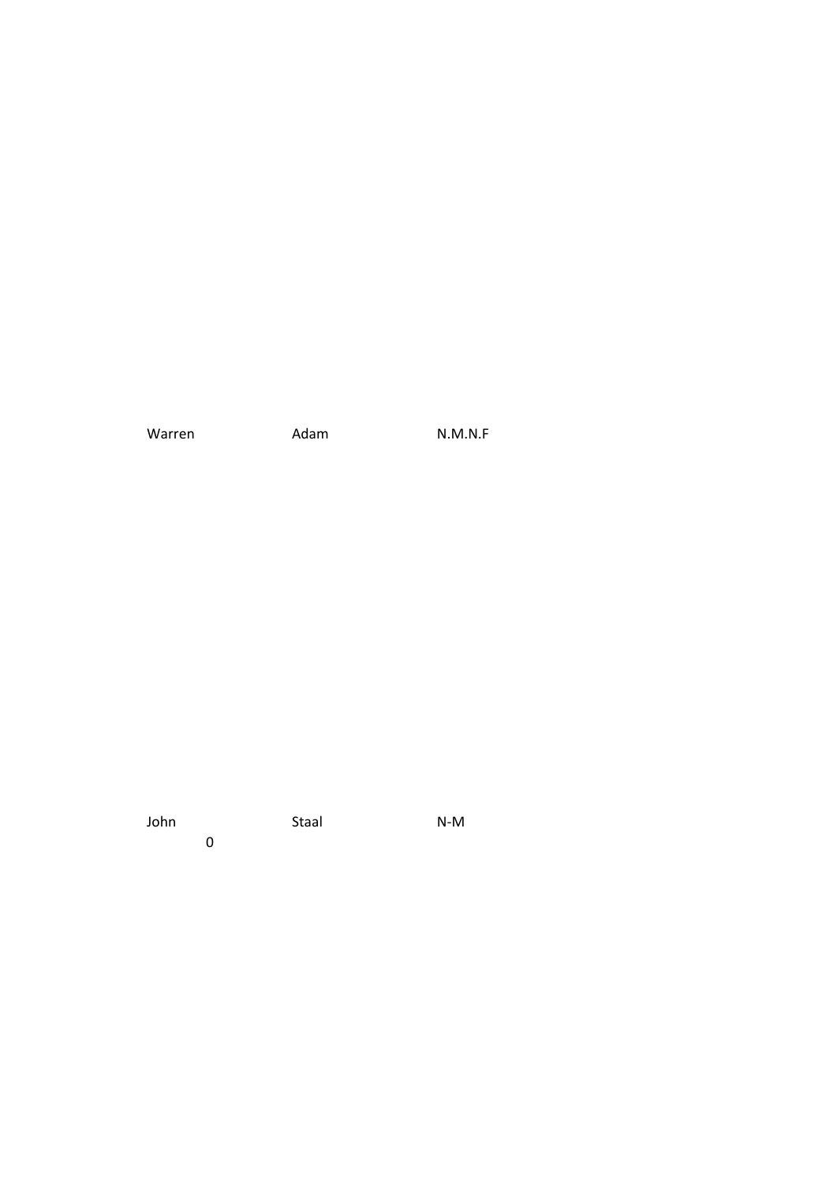| | | |
|---|---|---|
| Warren | Adam | N.M.N.F |
| John | Staal | N-M |
| 0 | | |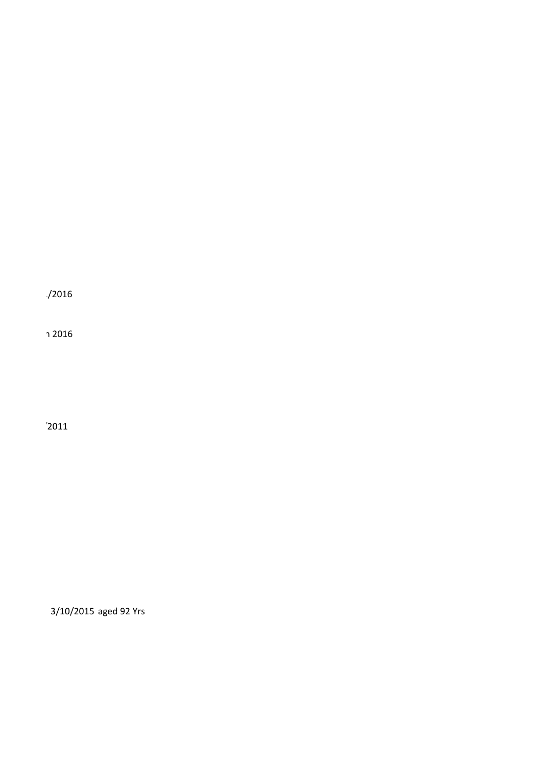./2016

า 2016

'2011

3/10/2015 aged 92 Yrs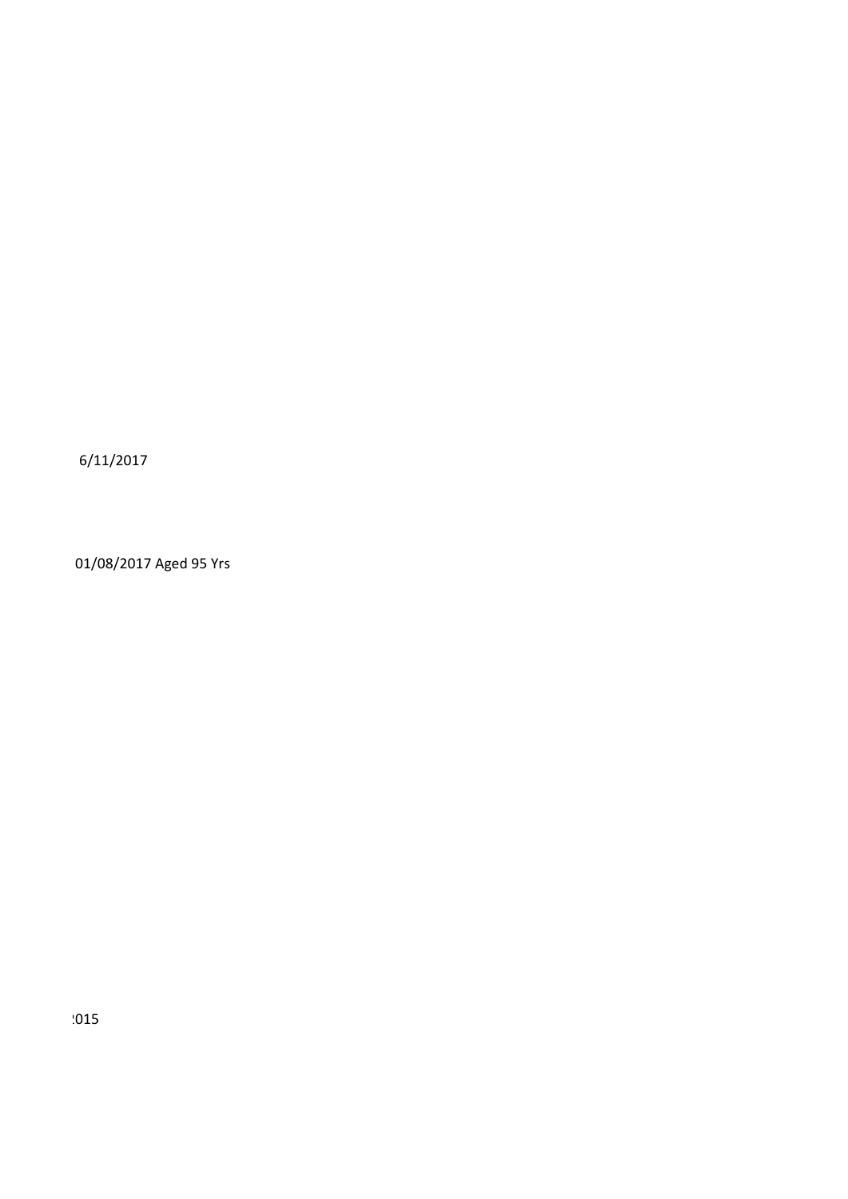6/11/2017

01/08/2017 Aged 95 Yrs

:015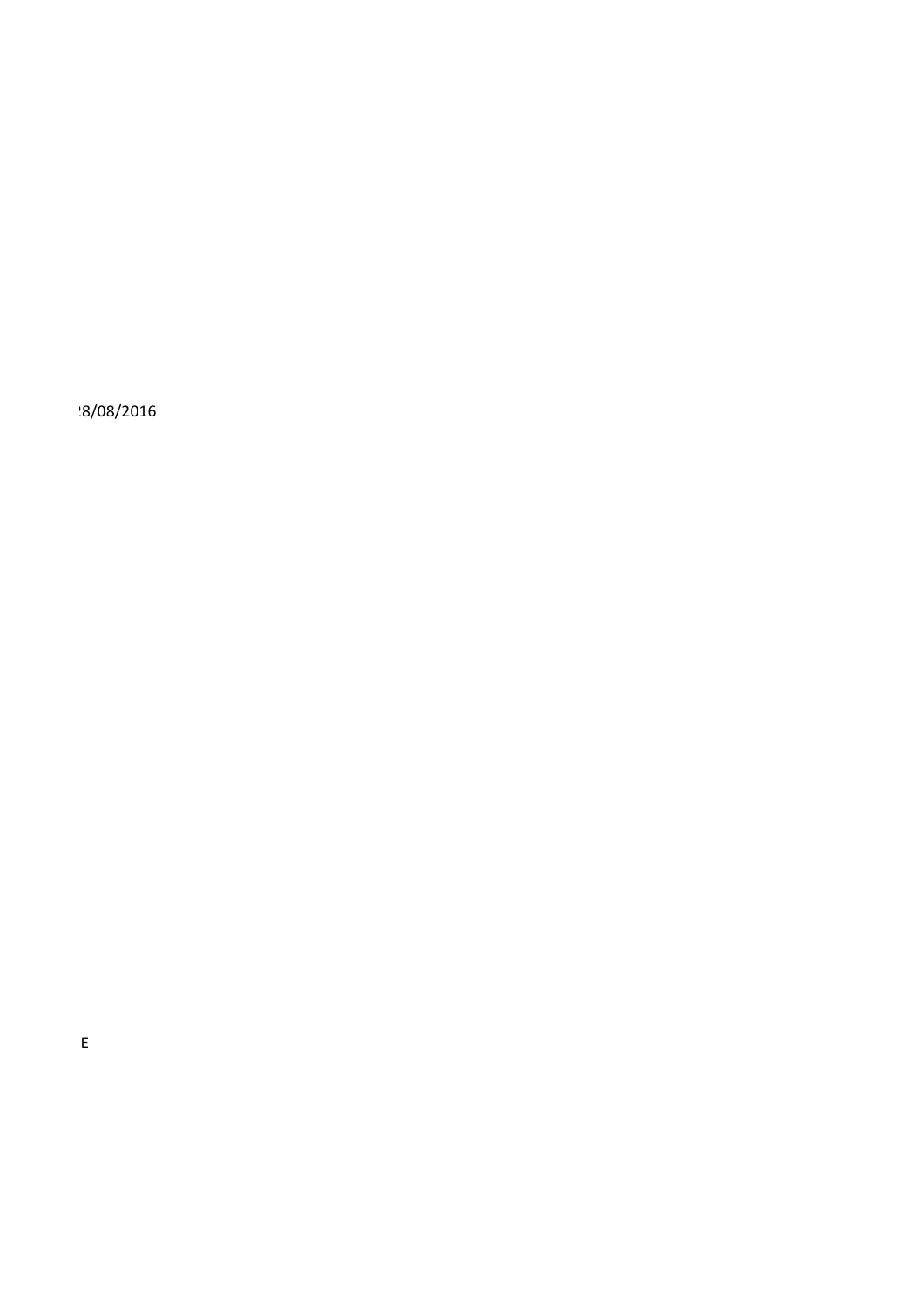:8/08/2016

E